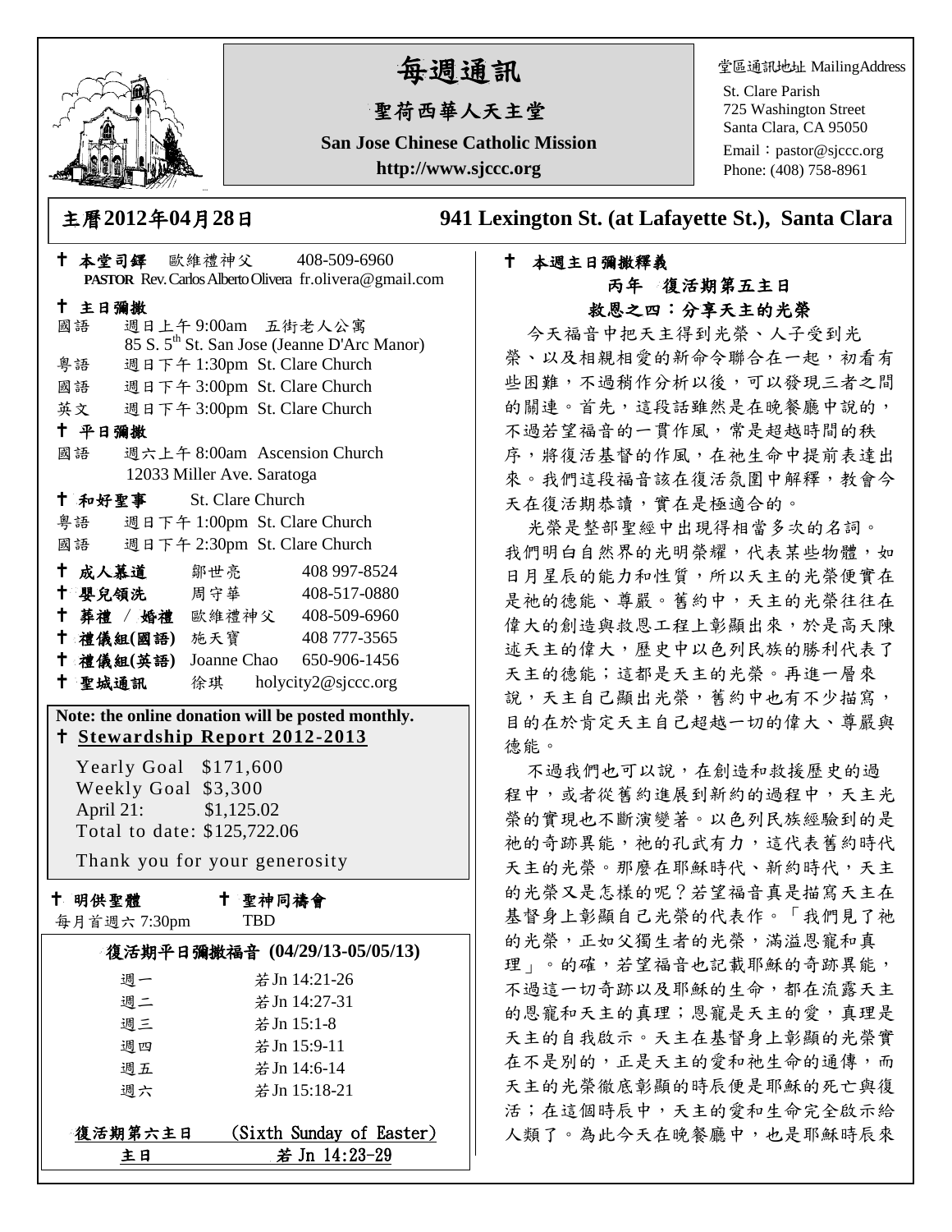# 每週通訊

## 聖荷西華人天主堂

**San Jose Chinese Catholic Mission**

**http://www.sjccc.org**

堂區通訊地址 MailingAddress

St. Clare Parish
725 Washington Street
Santa Clara, CA 95050
Email：pastor@sjccc.org
Phone: (408) 758-8961

**主曆2012年04月28日** **941 Lexington St. (at Lafayette St.), Santa Clara**

✝ **本堂司鐸** 歐維禮神父 408-509-6960
**PASTOR** Rev. Carlos Alberto Olivera fr.olivera@gmail.com

✝ **主日彌撒**
國語 週日上午 9:00am 五街老人公寓
85 S. 5th St. San Jose (Jeanne D'Arc Manor)
粵語 週日下午 1:30pm St. Clare Church
國語 週日下午 3:00pm St. Clare Church
英文 週日下午 3:00pm St. Clare Church

✝ **平日彌撒**
國語 週六上午 8:00am Ascension Church
12033 Miller Ave. Saratoga

✝ **和好聖事** St. Clare Church
粵語 週日下午 1:00pm St. Clare Church
國語 週日下午 2:30pm St. Clare Church

✝ **成人慕道** 鄒世亮 408 997-8524
✝ **嬰兒領洗** 周守華 408-517-0880
✝ **葬禮 / 婚禮** 歐維禮神父 408-509-6960
✝ **禮儀組(國語)** 施天寶 408 777-3565
✝ **禮儀組(英語)** Joanne Chao 650-906-1456
✝ **聖城通訊** 徐琪 holycity2@sjccc.org

**Note: the online donation will be posted monthly.**
✝ **Stewardship Report 2012-2013**

Yearly Goal $171,600
Weekly Goal $3,300
April 21: $1,125.02
Total to date: $125,722.06

Thank you for your generosity

✝ **明供聖體** ✝ **聖神同禱會**
每月首週六 7:30pm TBD

**復活期平日彌撒福音 (04/29/13-05/05/13)**

| | |
|---|---|
| 週一 | 若 Jn 14:21-26 |
| 週二 | 若 Jn 14:27-31 |
| 週三 | 若 Jn 15:1-8 |
| 週四 | 若 Jn 15:9-11 |
| 週五 | 若 Jn 14:6-14 |
| 週六 | 若 Jn 15:18-21 |

**復活期第六主日** (Sixth Sunday of Easter)
**主日** 若 Jn 14:23-29

✝ **本週主日彌撒釋義**

**丙年 復活期第五主日**
**救恩之四：分享天主的光榮**

今天福音中把天主得到光榮、人子受到光榮、以及相親相愛的新命令聯合在一起，初看有些困難，不過稍作分析以後，可以發現三者之間的關連。首先，這段話雖然是在晚餐廳中說的，不過若望福音的一貫作風，常是超越時間的秩序，將復活基督的作風，在祂生命中提前表達出來。我們這段福音該在復活氛圍中解釋，教會今天在復活期恭讀，實在是極適合的。

光榮是整部聖經中出現得相當多次的名詞。我們明白自然界的光明榮耀，代表某些物體，如日月星辰的能力和性質，所以天主的光榮便實在是祂的德能、尊嚴。舊約中，天主的光榮往往在偉大的創造與救恩工程上彰顯出來，於是高天陳述天主的偉大，歷史中以色列民族的勝利代表了天主的德能；這都是天主的光榮。再進一層來說，天主自己顯出光榮，舊約中也有不少描寫，目的在於肯定天主自己超越一切的偉大、尊嚴與德能。

不過我們也可以說，在創造和救援歷史的過程中，或者從舊約進展到新約的過程中，天主光榮的實現也不斷演變著。以色列民族經驗到的是祂的奇跡異能，祂的孔武有力，這代表舊約時代天主的光榮。那麼在耶穌時代、新約時代，天主的光榮又是怎樣的呢？若望福音真是描寫天主在基督身上彰顯自己光榮的代表作。「我們見了祂的光榮，正如父獨生者的光榮，滿溢恩寵和真理」。的確，若望福音也記載耶穌的奇跡異能，不過這一切奇跡以及耶穌的生命，都在流露天主的恩寵和天主的真理；恩寵是天主的愛，真理是天主的自我啟示。天主在基督身上彰顯的光榮實在不是別的，正是天主的愛和祂生命的通傳，而天主的光榮徹底彰顯的時辰便是耶穌的死亡與復活；在這個時辰中，天主的愛和生命完全啟示給人類了。為此今天在晚餐廳中，也是耶穌時辰來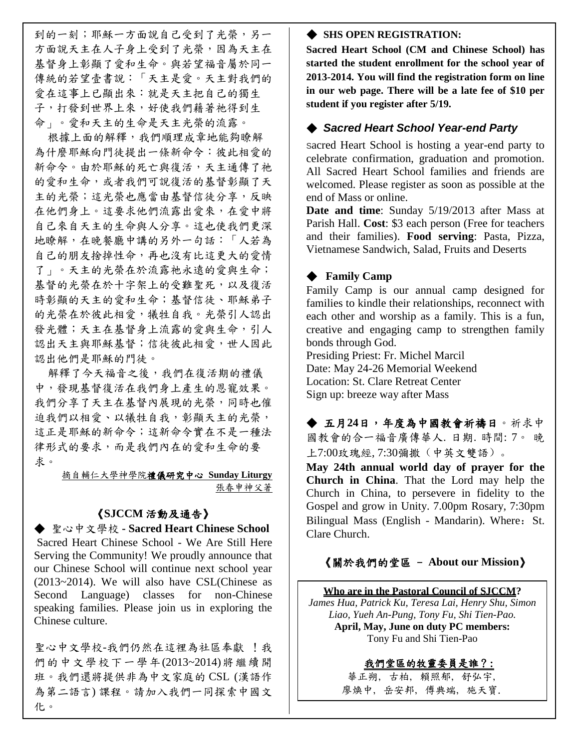到的一刻；耶穌一方面說自己受到了光榮，另一方面說天主在人子身上受到了光榮，因為天主在基督身上彰顯了愛和生命。與若望福音屬於同一傳統的若望壹書說：「天主是愛。天主對我們的愛在這事上已顯出來：就是天主把自己的獨生子，打發到世界上來，好使我們藉著祂得到生命」。愛和天主的生命是天主光榮的流露。

根據上面的解釋，我們順理成章地能夠瞭解為什麼耶穌向門徒提出一條新命令：彼此相愛的新命令。由於耶穌的死亡與復活，天主通傳了祂的愛和生命，或者我們可說復活的基督彰顯了天主的光榮；這光榮也應當由基督信徒分享，反映在他們身上。這要求他們流露出愛來，在愛中將自己來自天主的生命與人分享。這也使我們更深地瞭解，在晚餐廳中講的另外一句話：「人若為自己的朋友捨掉性命，再也沒有比這更大的愛情了」。天主的光榮在於流露祂永遠的愛與生命；基督的光榮在於十字架上的受難聖死，以及復活時彰顯的天主的愛和生命；基督信徒、耶穌弟子的光榮在於彼此相愛，犧牲自我。光榮引人認出發光體；天主在基督身上流露的愛與生命，引人認出天主與耶穌基督；信徒彼此相愛，世人因此認出他們是耶穌的門徒。

解釋了今天福音之後，我們在復活期的禮儀中，發現基督復活在我們身上產生的恩寵效果。我們分享了天主在基督內展現的光榮，同時也催迫我們以相愛、以犧牲自我，彰顯天主的光榮，這正是耶穌的新命令；這新命令實在不是一種法律形式的要求，而是我們內在的愛和生命的要求。

摘自輔仁大學神學院**禮儀研究中心 Sunday Liturgy**
張春申神父著

## 《SJCCM 活動及通告》

◆ 聖心中文學校 - **Sacred Heart Chinese School**

Sacred Heart Chinese School - We Are Still Here Serving the Community! We proudly announce that our Chinese School will continue next school year (2013~2014). We will also have CSL(Chinese as Second Language) classes for non-Chinese speaking families. Please join us in exploring the Chinese culture.

聖心中文學校-我們仍然在這裡為社區奉獻 ！我們的中文學校下一學年(2013~2014)將繼續開班。我們還將提供非為中文家庭的 CSL (漢語作為第二語言) 課程。請加入我們一同探索中國文化。

◆ **SHS OPEN REGISTRATION:**

**Sacred Heart School (CM and Chinese School) has started the student enrollment for the school year of 2013-2014. You will find the registration form on line in our web page. There will be a late fee of $10 per student if you register after 5/19.**

◆ ***Sacred Heart School Year-end Party***

Sacred Heart School is hosting a year-end party to celebrate confirmation, graduation and promotion. All Sacred Heart School families and friends are welcomed. Please register as soon as possible at the end of Mass or online.

**Date and time**: Sunday 5/19/2013 after Mass at Parish Hall. **Cost**: $3 each person (Free for teachers and their families). **Food serving**: Pasta, Pizza, Vietnamese Sandwich, Salad, Fruits and Deserts

◆ **Family Camp**

Family Camp is our annual camp designed for families to kindle their relationships, reconnect with each other and worship as a family. This is a fun, creative and engaging camp to strengthen family bonds through God.
Presiding Priest: Fr. Michel Marcil
Date: May 24-26 Memorial Weekend
Location: St. Clare Retreat Center
Sign up: breeze way after Mass

◆ **五月24日，年度為中國教會祈禱日**。祈求中國教會的合一福音廣傳華人. 日期. 時間: 7。 晚上7:00玫瑰經, 7:30彌撒（中英文雙語）。

**May 24th annual world day of prayer for the Church in China**. That the Lord may help the Church in China, to persevere in fidelity to the Gospel and grow in Unity. 7.00pm Rosary, 7:30pm Bilingual Mass (English - Mandarin). Where：St. Clare Church.

## 《關於我們的堂區 – About our Mission》

**Who are in the Pastoral Council of SJCCM?**
*James Hua, Patrick Ku, Teresa Lai, Henry Shu, Simon Liao, Yueh An-Pung, Tony Fu, Shi Tien-Pao.*
**April, May, June on duty PC members:**
Tony Fu and Shi Tien-Pao

**我們堂區的牧靈委員是誰？:**
華正朔，古柏，賴照郁，舒弘宇，
廖煥中，岳安邦，傅典端，施天寶.